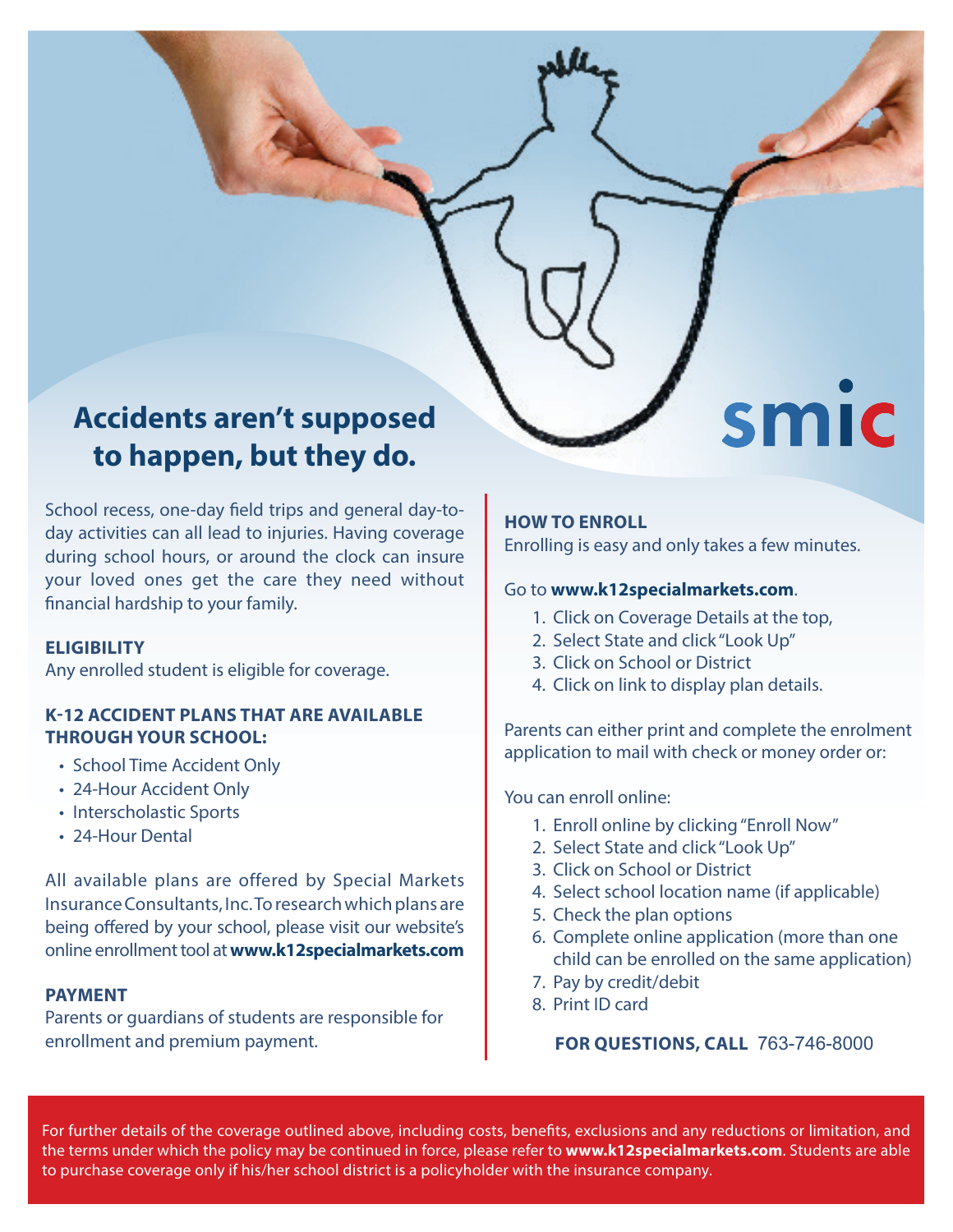# Accidents aren't supposed to happen, but they do.

smic

School recess, one-day field trips and general day-to-day activities can all lead to injuries. Having coverage during school hours, or around the clock can insure your loved ones get the care they need without financial hardship to your family.

**ELIGIBILITY**

Any enrolled student is eligible for coverage.

**K-12 ACCIDENT PLANS THAT ARE AVAILABLE THROUGH YOUR SCHOOL:**

- School Time Accident Only
- 24-Hour Accident Only
- Interscholastic Sports
- 24-Hour Dental

All available plans are offered by Special Markets Insurance Consultants, Inc. To research which plans are being offered by your school, please visit our website's online enrollment tool at **www.k12specialmarkets.com**

**PAYMENT**

Parents or guardians of students are responsible for enrollment and premium payment.

**HOW TO ENROLL**

Enrolling is easy and only takes a few minutes.

Go to **www.k12specialmarkets.com**.

1. Click on Coverage Details at the top,
2. Select State and click "Look Up"
3. Click on School or District
4. Click on link to display plan details.

Parents can either print and complete the enrolment application to mail with check or money order or:

You can enroll online:

1. Enroll online by clicking "Enroll Now"
2. Select State and click "Look Up"
3. Click on School or District
4. Select school location name (if applicable)
5. Check the plan options
6. Complete online application (more than one child can be enrolled on the same application)
7. Pay by credit/debit
8. Print ID card

**FOR QUESTIONS, CALL** 763-746-8000

For further details of the coverage outlined above, including costs, benefits, exclusions and any reductions or limitation, and the terms under which the policy may be continued in force, please refer to **www.k12specialmarkets.com**. Students are able to purchase coverage only if his/her school district is a policyholder with the insurance company.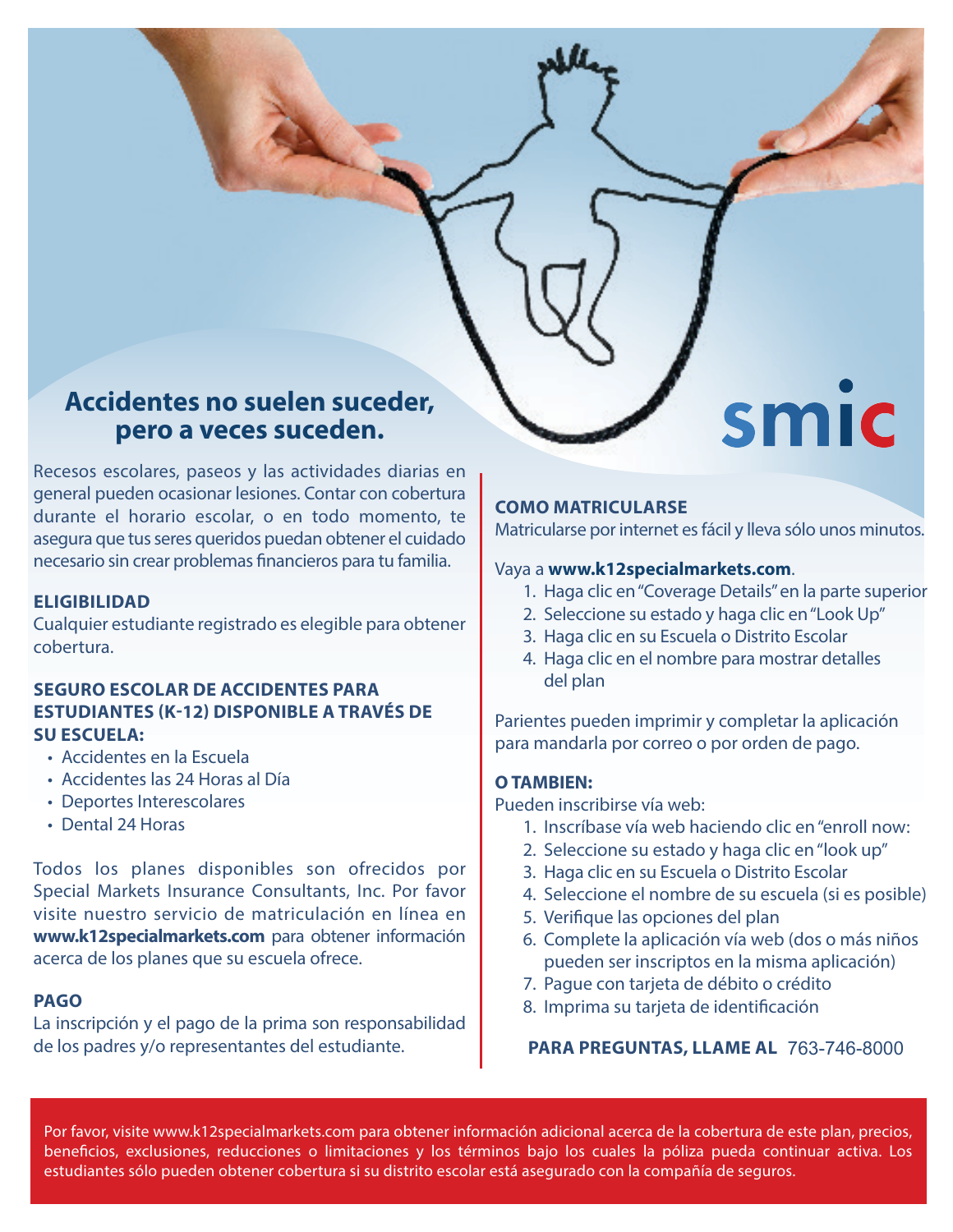# Accidentes no suelen suceder, pero a veces suceden.

smic

Recesos escolares, paseos y las actividades diarias en general pueden ocasionar lesiones. Contar con cobertura durante el horario escolar, o en todo momento, te asegura que tus seres queridos puedan obtener el cuidado necesario sin crear problemas financieros para tu familia.

**ELIGIBILIDAD**

Cualquier estudiante registrado es elegible para obtener cobertura.

**SEGURO ESCOLAR DE ACCIDENTES PARA ESTUDIANTES (K-12) DISPONIBLE A TRAVÉS DE SU ESCUELA:**

- Accidentes en la Escuela
- Accidentes las 24 Horas al Día
- Deportes Interescolares
- Dental 24 Horas

Todos los planes disponibles son ofrecidos por Special Markets Insurance Consultants, Inc. Por favor visite nuestro servicio de matriculación en línea en **www.k12specialmarkets.com** para obtener información acerca de los planes que su escuela ofrece.

**PAGO**

La inscripción y el pago de la prima son responsabilidad de los padres y/o representantes del estudiante.

**COMO MATRICULARSE**

Matricularse por internet es fácil y lleva sólo unos minutos.

Vaya a **www.k12specialmarkets.com**.

1. Haga clic en "Coverage Details" en la parte superior
2. Seleccione su estado y haga clic en "Look Up"
3. Haga clic en su Escuela o Distrito Escolar
4. Haga clic en el nombre para mostrar detalles del plan

Parientes pueden imprimir y completar la aplicación para mandarla por correo o por orden de pago.

**O TAMBIEN:**

Pueden inscribirse vía web:

1. Inscríbase vía web haciendo clic en "enroll now:
2. Seleccione su estado y haga clic en "look up"
3. Haga clic en su Escuela o Distrito Escolar
4. Seleccione el nombre de su escuela (si es posible)
5. Verifique las opciones del plan
6. Complete la aplicación vía web (dos o más niños pueden ser inscriptos en la misma aplicación)
7. Pague con tarjeta de débito o crédito
8. Imprima su tarjeta de identificación

**PARA PREGUNTAS, LLAME AL** 763-746-8000

Por favor, visite www.k12specialmarkets.com para obtener información adicional acerca de la cobertura de este plan, precios, beneficios, exclusiones, reducciones o limitaciones y los términos bajo los cuales la póliza pueda continuar activa. Los estudiantes sólo pueden obtener cobertura si su distrito escolar está asegurado con la compañía de seguros.